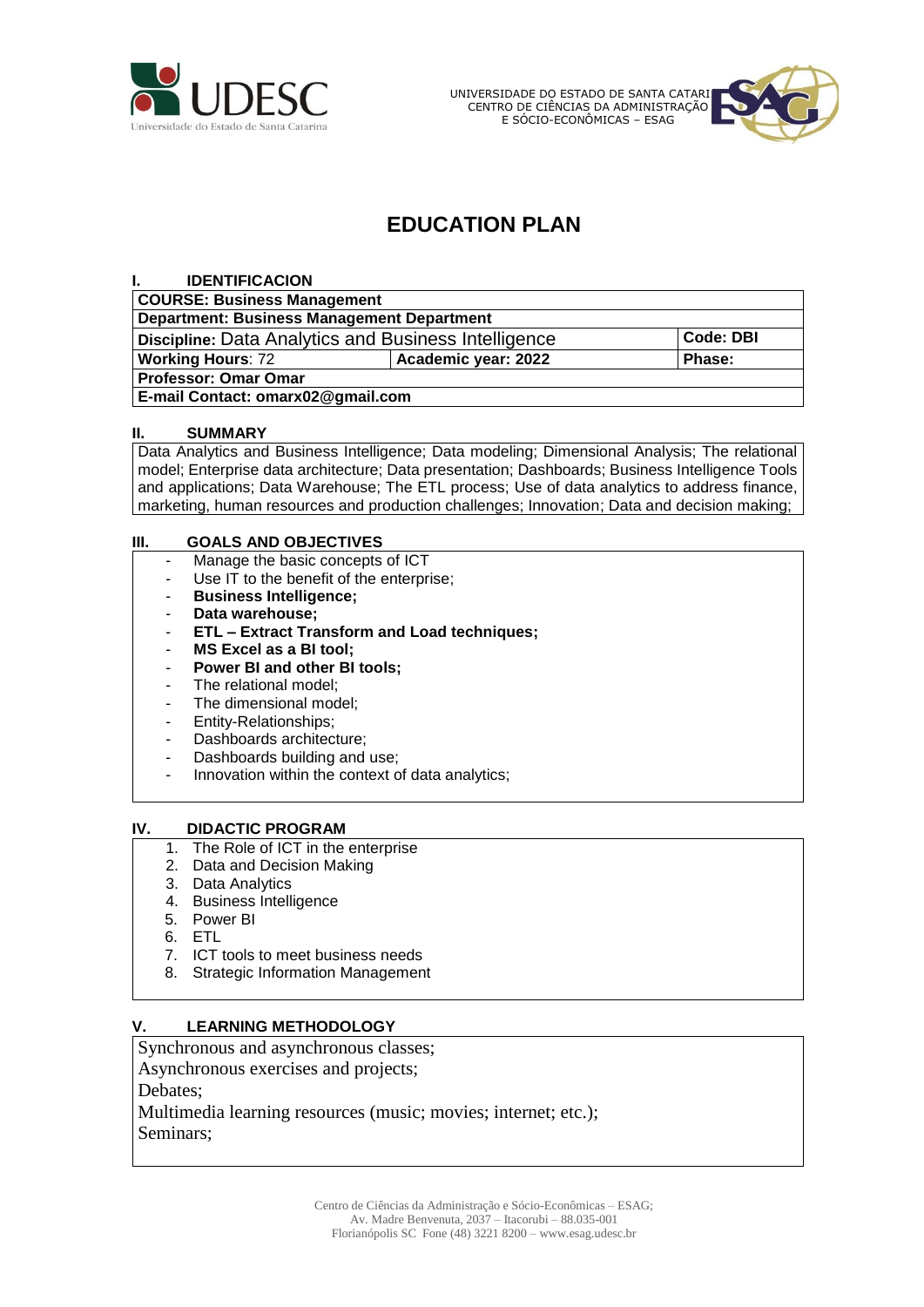UDESC
Universidade do Estado de Santa Catarina

UNIVERSIDADE DO ESTADO DE SANTA CATARINA
CENTRO DE CIÊNCIAS DA ADMINISTRAÇÃO
E SÓCIO-ECONÔMICAS – ESAG

# EDUCATION PLAN

## I. IDENTIFICACION

| **COURSE: Business Management** | | |
|---|---|---|
| **Department: Business Management Department** | | |
| **Discipline:** Data Analytics and Business Intelligence | | **Code: DBI** |
| **Working Hours**: 72 | **Academic year: 2022** | **Phase:** |
| **Professor: Omar Omar** | | |
| **E-mail Contact: omarx02@gmail.com** | | |

## II. SUMMARY

Data Analytics and Business Intelligence; Data modeling; Dimensional Analysis; The relational model; Enterprise data architecture; Data presentation; Dashboards; Business Intelligence Tools and applications; Data Warehouse; The ETL process; Use of data analytics to address finance, marketing, human resources and production challenges; Innovation; Data and decision making;

## III. GOALS AND OBJECTIVES

- Manage the basic concepts of ICT
- Use IT to the benefit of the enterprise;
- **Business Intelligence;**
- **Data warehouse;**
- **ETL – Extract Transform and Load techniques;**
- **MS Excel as a BI tool;**
- **Power BI and other BI tools;**
- The relational model;
- The dimensional model;
- Entity-Relationships;
- Dashboards architecture;
- Dashboards building and use;
- Innovation within the context of data analytics;

## IV. DIDACTIC PROGRAM

1. The Role of ICT in the enterprise
2. Data and Decision Making
3. Data Analytics
4. Business Intelligence
5. Power BI
6. ETL
7. ICT tools to meet business needs
8. Strategic Information Management

## V. LEARNING METHODOLOGY

Synchronous and asynchronous classes;
Asynchronous exercises and projects;
Debates;
Multimedia learning resources (music; movies; internet; etc.);
Seminars;

Centro de Ciências da Administração e Sócio-Econômicas – ESAG;
Av. Madre Benvenuta, 2037 – Itacorubi – 88.035-001
Florianópolis SC Fone (48) 3221 8200 – www.esag.udesc.br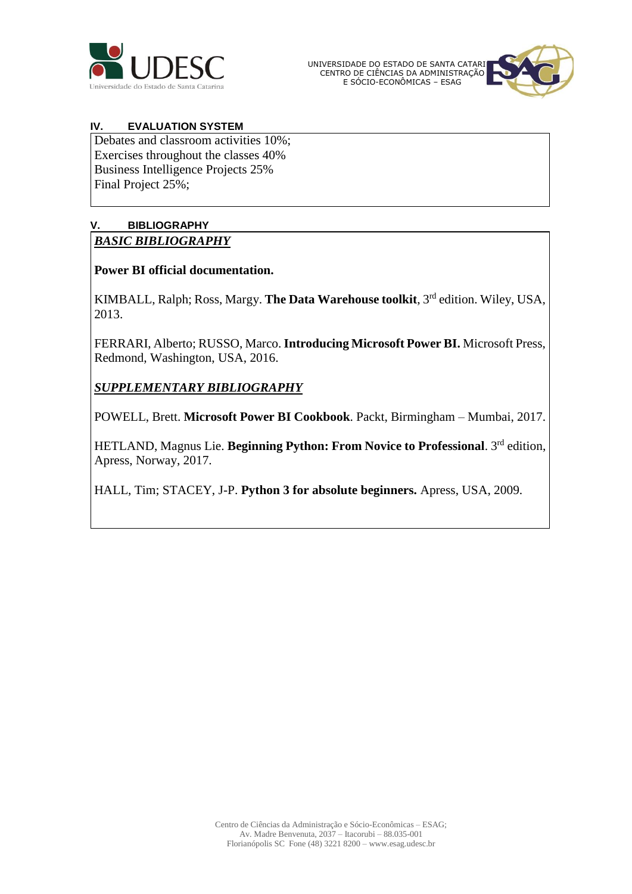## IV. EVALUATION SYSTEM

Debates and classroom activities 10%;
Exercises throughout the classes 40%
Business Intelligence Projects 25%
Final Project 25%;

## V. BIBLIOGRAPHY

***BASIC BIBLIOGRAPHY***

**Power BI official documentation.**

KIMBALL, Ralph; Ross, Margy. **The Data Warehouse toolkit**, 3rd edition. Wiley, USA, 2013.

FERRARI, Alberto; RUSSO, Marco. **Introducing Microsoft Power BI.** Microsoft Press, Redmond, Washington, USA, 2016.

***SUPPLEMENTARY BIBLIOGRAPHY***

POWELL, Brett. **Microsoft Power BI Cookbook**. Packt, Birmingham – Mumbai, 2017.

HETLAND, Magnus Lie. **Beginning Python: From Novice to Professional**. 3rd edition, Apress, Norway, 2017.

HALL, Tim; STACEY, J-P. **Python 3 for absolute beginners.** Apress, USA, 2009.